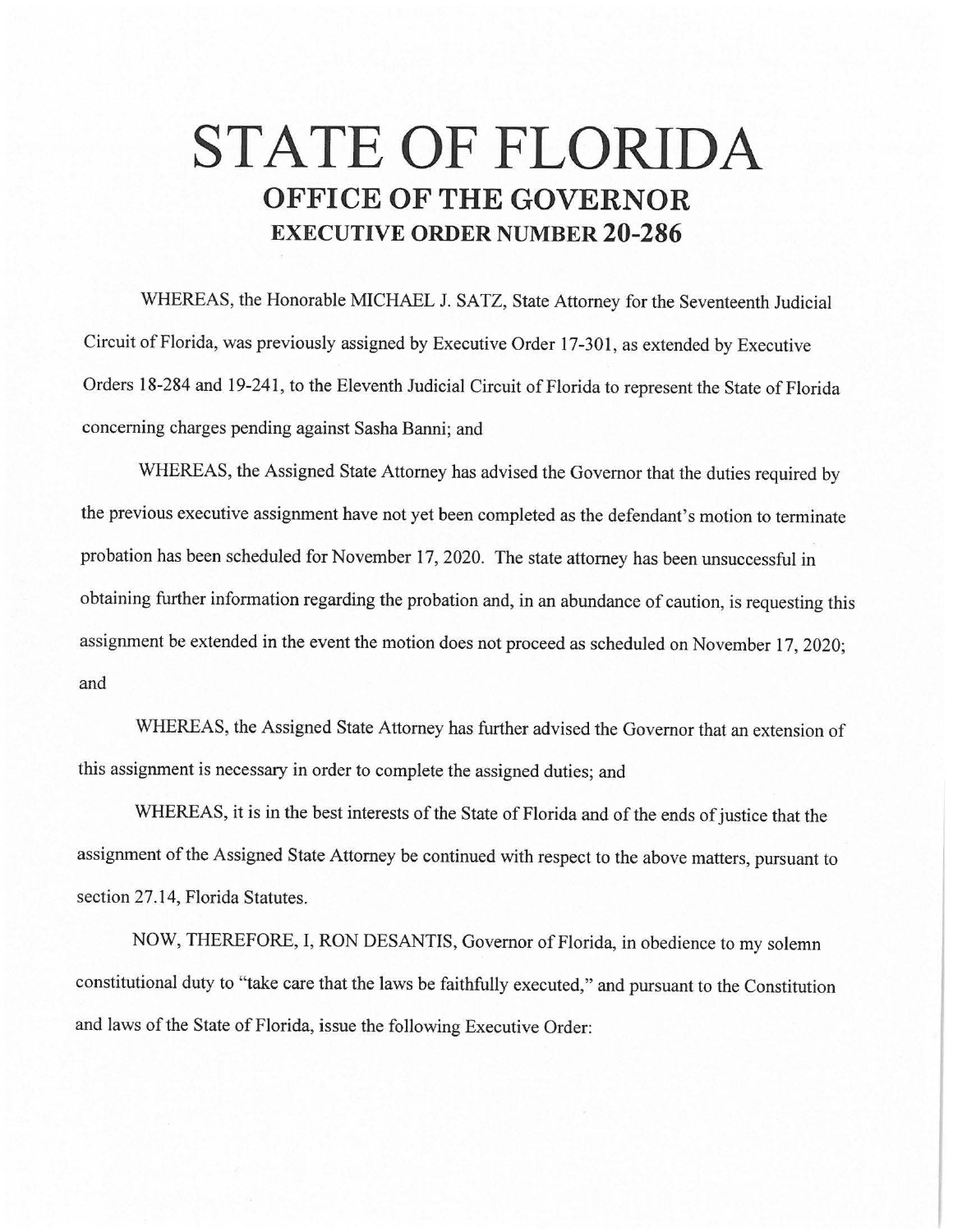# STATE OF FLORIDA

## OFFICE OF THE GOVERNOR

### EXECUTIVE ORDER NUMBER 20-286

WHEREAS, the Honorable MICHAEL J. SATZ, State Attorney for the Seventeenth Judicial Circuit of Florida, was previously assigned by Executive Order 17-301, as extended by Executive Orders 18-284 and 19-241, to the Eleventh Judicial Circuit of Florida to represent the State of Florida concerning charges pending against Sasha Banni; and

WHEREAS, the Assigned State Attorney has advised the Governor that the duties required by the previous executive assignment have not yet been completed as the defendant's motion to terminate probation has been scheduled for November 17, 2020. The state attorney has been unsuccessful in obtaining further information regarding the probation and, in an abundance of caution, is requesting this assignment be extended in the event the motion does not proceed as scheduled on November 17, 2020; and

WHEREAS, the Assigned State Attorney has further advised the Governor that an extension of this assignment is necessary in order to complete the assigned duties; and

WHEREAS, it is in the best interests of the State of Florida and of the ends of justice that the assignment of the Assigned State Attorney be continued with respect to the above matters, pursuant to section 27.14, Florida Statutes.

NOW, THEREFORE, I, RON DESANTIS, Governor of Florida, in obedience to my solemn constitutional duty to "take care that the laws be faithfully executed," and pursuant to the Constitution and laws of the State of Florida, issue the following Executive Order: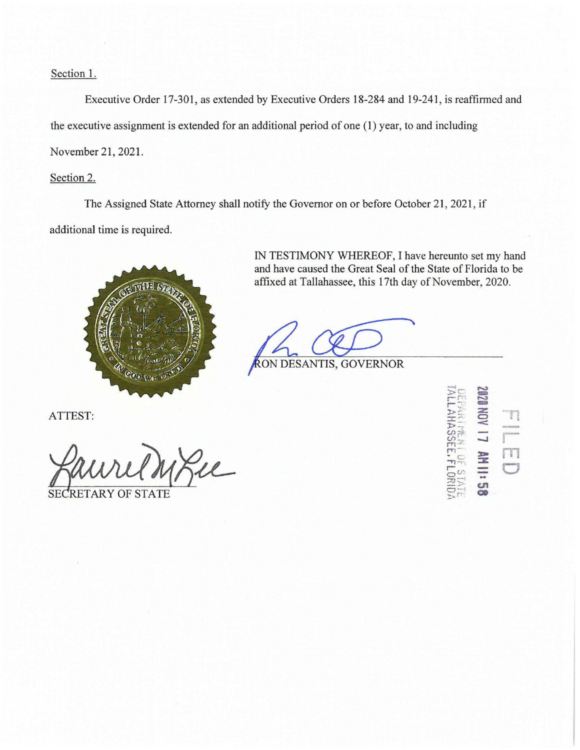Section 1.

Executive Order 17-301, as extended by Executive Orders 18-284 and 19-241, is reaffirmed and the executive assignment is extended for an additional period of one (1) year, to and including November 21, 2021.

Section 2.

The Assigned State Attorney shall notify the Governor on or before October 21, 2021, if additional time is required.

IN TESTIMONY WHEREOF, I have hereunto set my hand and have caused the Great Seal of the State of Florida to be affixed at Tallahassee, this 17th day of November, 2020.

RON DESANTIS, GOVERNOR

ATTEST:

SECRETARY OF STATE

FILED

2020 NOV 17 AM 11:58

DEPARTMENT OF STATE
TALLAHASSEE, FLORIDA